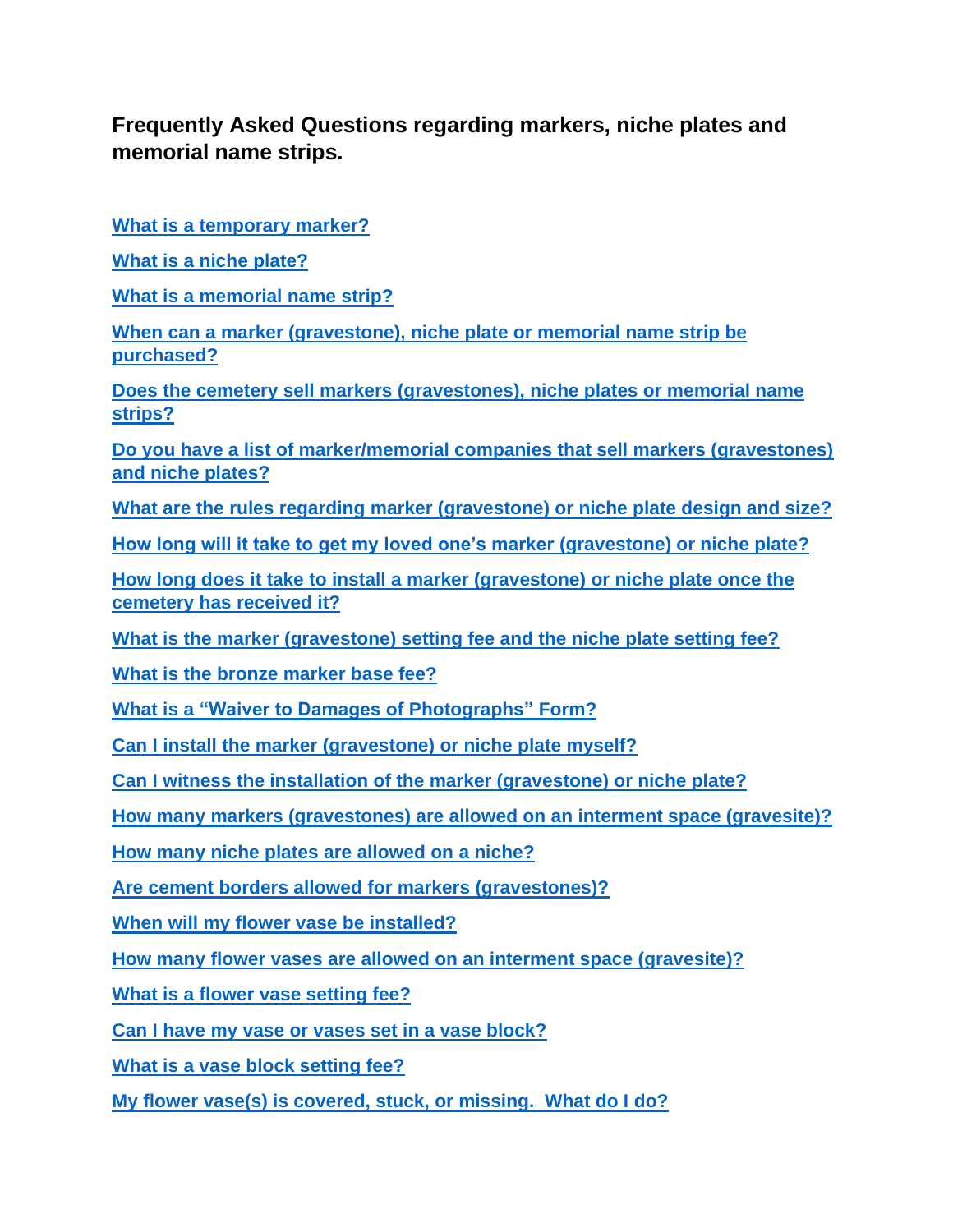## Frequently Asked Questions regarding markers, niche plates and memorial name strips.

**What is a temporary marker?**

**What is a niche plate?**

**What is a memorial name strip?**

**When can a marker (gravestone), niche plate or memorial name strip be purchased?**

**Does the cemetery sell markers (gravestones), niche plates or memorial name strips?**

**Do you have a list of marker/memorial companies that sell markers (gravestones) and niche plates?**

**What are the rules regarding marker (gravestone) or niche plate design and size?**

**How long will it take to get my loved one's marker (gravestone) or niche plate?**

**How long does it take to install a marker (gravestone) or niche plate once the cemetery has received it?**

**What is the marker (gravestone) setting fee and the niche plate setting fee?**

**What is the bronze marker base fee?**

**What is a "Waiver to Damages of Photographs" Form?**

**Can I install the marker (gravestone) or niche plate myself?**

**Can I witness the installation of the marker (gravestone) or niche plate?**

**How many markers (gravestones) are allowed on an interment space (gravesite)?**

**How many niche plates are allowed on a niche?**

**Are cement borders allowed for markers (gravestones)?**

**When will my flower vase be installed?**

**How many flower vases are allowed on an interment space (gravesite)?**

**What is a flower vase setting fee?**

**Can I have my vase or vases set in a vase block?**

**What is a vase block setting fee?**

**My flower vase(s) is covered, stuck, or missing. What do I do?**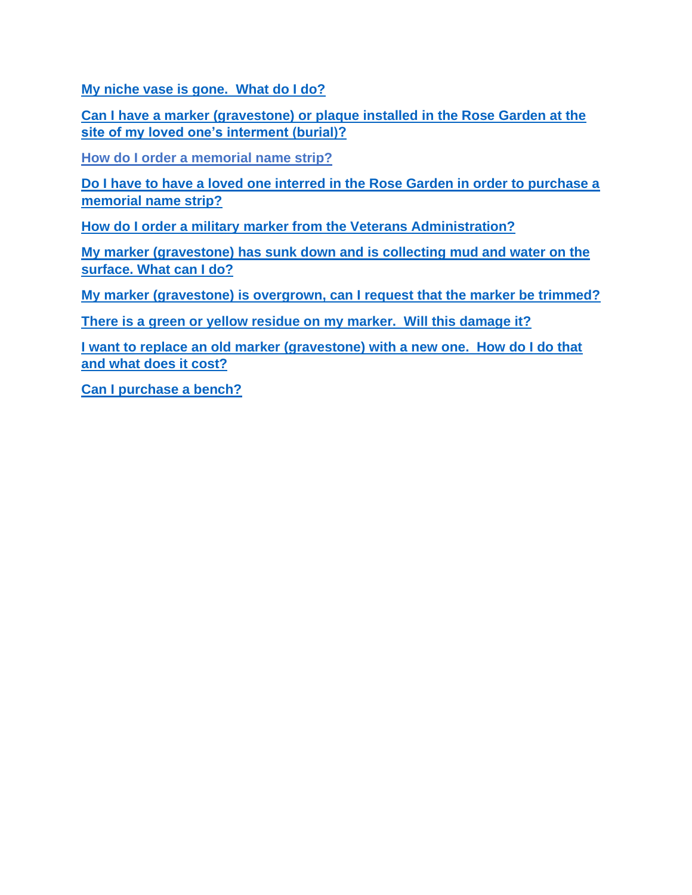**My niche vase is gone.  What do I do?**

**Can I have a marker (gravestone) or plaque installed in the Rose Garden at the site of my loved one's interment (burial)?**

**How do I order a memorial name strip?**

**Do I have to have a loved one interred in the Rose Garden in order to purchase a memorial name strip?**

**How do I order a military marker from the Veterans Administration?**

**My marker (gravestone) has sunk down and is collecting mud and water on the surface. What can I do?**

**My marker (gravestone) is overgrown, can I request that the marker be trimmed?**

**There is a green or yellow residue on my marker.  Will this damage it?**

**I want to replace an old marker (gravestone) with a new one.  How do I do that and what does it cost?**

**Can I purchase a bench?**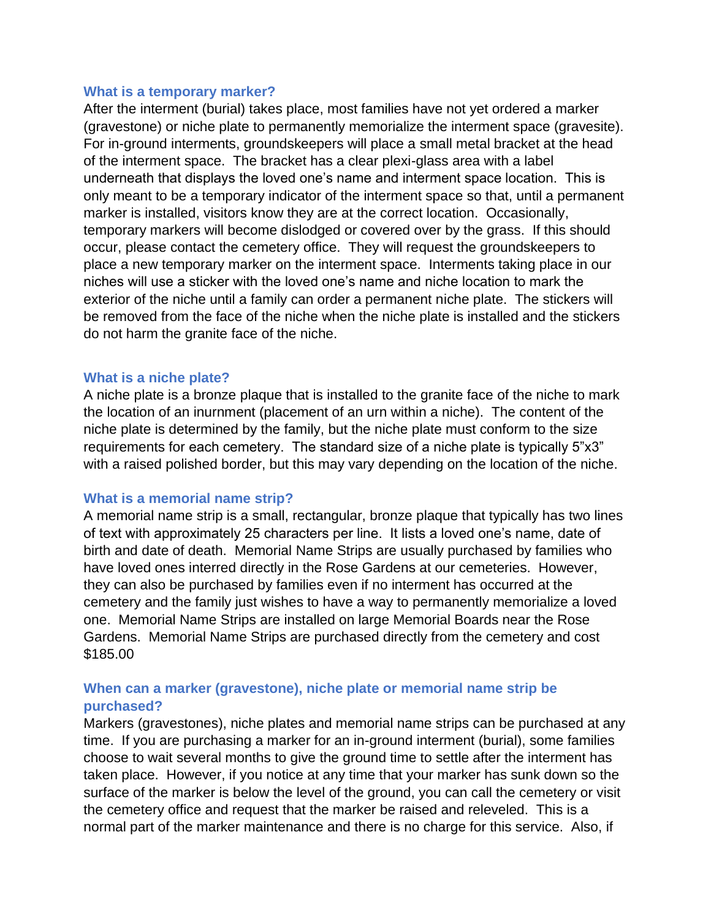### What is a temporary marker?

After the interment (burial) takes place, most families have not yet ordered a marker (gravestone) or niche plate to permanently memorialize the interment space (gravesite). For in-ground interments, groundskeepers will place a small metal bracket at the head of the interment space. The bracket has a clear plexi-glass area with a label underneath that displays the loved one's name and interment space location. This is only meant to be a temporary indicator of the interment space so that, until a permanent marker is installed, visitors know they are at the correct location. Occasionally, temporary markers will become dislodged or covered over by the grass. If this should occur, please contact the cemetery office. They will request the groundskeepers to place a new temporary marker on the interment space. Interments taking place in our niches will use a sticker with the loved one's name and niche location to mark the exterior of the niche until a family can order a permanent niche plate. The stickers will be removed from the face of the niche when the niche plate is installed and the stickers do not harm the granite face of the niche.

### What is a niche plate?

A niche plate is a bronze plaque that is installed to the granite face of the niche to mark the location of an inurnment (placement of an urn within a niche). The content of the niche plate is determined by the family, but the niche plate must conform to the size requirements for each cemetery. The standard size of a niche plate is typically 5"x3" with a raised polished border, but this may vary depending on the location of the niche.

### What is a memorial name strip?

A memorial name strip is a small, rectangular, bronze plaque that typically has two lines of text with approximately 25 characters per line. It lists a loved one's name, date of birth and date of death. Memorial Name Strips are usually purchased by families who have loved ones interred directly in the Rose Gardens at our cemeteries. However, they can also be purchased by families even if no interment has occurred at the cemetery and the family just wishes to have a way to permanently memorialize a loved one. Memorial Name Strips are installed on large Memorial Boards near the Rose Gardens. Memorial Name Strips are purchased directly from the cemetery and cost $185.00

### When can a marker (gravestone), niche plate or memorial name strip be purchased?

Markers (gravestones), niche plates and memorial name strips can be purchased at any time. If you are purchasing a marker for an in-ground interment (burial), some families choose to wait several months to give the ground time to settle after the interment has taken place. However, if you notice at any time that your marker has sunk down so the surface of the marker is below the level of the ground, you can call the cemetery or visit the cemetery office and request that the marker be raised and releveled. This is a normal part of the marker maintenance and there is no charge for this service. Also, if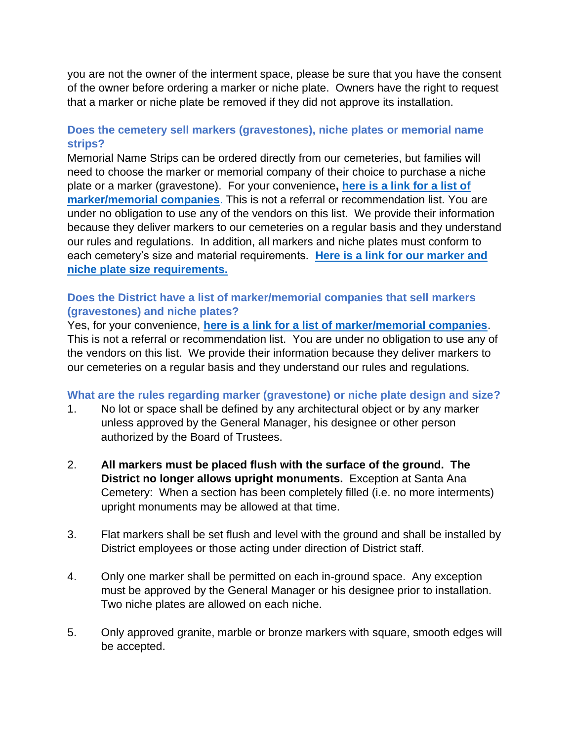you are not the owner of the interment space, please be sure that you have the consent of the owner before ordering a marker or niche plate. Owners have the right to request that a marker or niche plate be removed if they did not approve its installation.

### Does the cemetery sell markers (gravestones), niche plates or memorial name strips?

Memorial Name Strips can be ordered directly from our cemeteries, but families will need to choose the marker or memorial company of their choice to purchase a niche plate or a marker (gravestone). For your convenience**,** **here is a link for a list of marker/memorial companies**. This is not a referral or recommendation list. You are under no obligation to use any of the vendors on this list. We provide their information because they deliver markers to our cemeteries on a regular basis and they understand our rules and regulations. In addition, all markers and niche plates must conform to each cemetery's size and material requirements. **Here is a link for our marker and niche plate size requirements.**

### Does the District have a list of marker/memorial companies that sell markers (gravestones) and niche plates?

Yes, for your convenience, **here is a link for a list of marker/memorial companies**. This is not a referral or recommendation list. You are under no obligation to use any of the vendors on this list. We provide their information because they deliver markers to our cemeteries on a regular basis and they understand our rules and regulations.

### What are the rules regarding marker (gravestone) or niche plate design and size?

1. No lot or space shall be defined by any architectural object or by any marker unless approved by the General Manager, his designee or other person authorized by the Board of Trustees.

2. **All markers must be placed flush with the surface of the ground. The District no longer allows upright monuments.** Exception at Santa Ana Cemetery: When a section has been completely filled (i.e. no more interments) upright monuments may be allowed at that time.

3. Flat markers shall be set flush and level with the ground and shall be installed by District employees or those acting under direction of District staff.

4. Only one marker shall be permitted on each in-ground space. Any exception must be approved by the General Manager or his designee prior to installation. Two niche plates are allowed on each niche.

5. Only approved granite, marble or bronze markers with square, smooth edges will be accepted.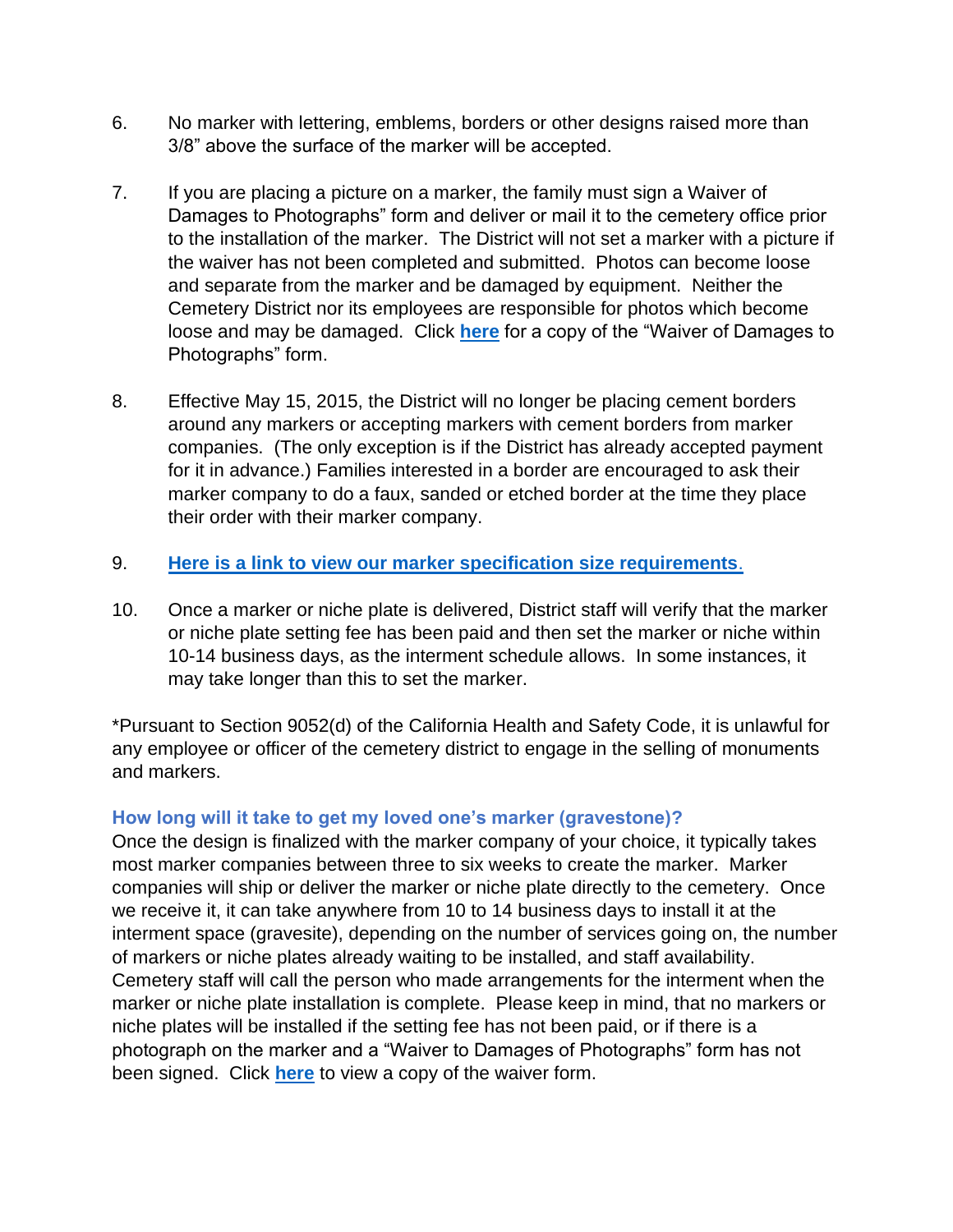6. No marker with lettering, emblems, borders or other designs raised more than 3/8" above the surface of the marker will be accepted.

7. If you are placing a picture on a marker, the family must sign a Waiver of Damages to Photographs" form and deliver or mail it to the cemetery office prior to the installation of the marker. The District will not set a marker with a picture if the waiver has not been completed and submitted. Photos can become loose and separate from the marker and be damaged by equipment. Neither the Cemetery District nor its employees are responsible for photos which become loose and may be damaged. Click **here** for a copy of the "Waiver of Damages to Photographs" form.

8. Effective May 15, 2015, the District will no longer be placing cement borders around any markers or accepting markers with cement borders from marker companies. (The only exception is if the District has already accepted payment for it in advance.) Families interested in a border are encouraged to ask their marker company to do a faux, sanded or etched border at the time they place their order with their marker company.

9. **Here is a link to view our marker specification size requirements.**

10. Once a marker or niche plate is delivered, District staff will verify that the marker or niche plate setting fee has been paid and then set the marker or niche within 10-14 business days, as the interment schedule allows. In some instances, it may take longer than this to set the marker.

*Pursuant to Section 9052(d) of the California Health and Safety Code, it is unlawful for any employee or officer of the cemetery district to engage in the selling of monuments and markers.

### How long will it take to get my loved one's marker (gravestone)?

Once the design is finalized with the marker company of your choice, it typically takes most marker companies between three to six weeks to create the marker. Marker companies will ship or deliver the marker or niche plate directly to the cemetery. Once we receive it, it can take anywhere from 10 to 14 business days to install it at the interment space (gravesite), depending on the number of services going on, the number of markers or niche plates already waiting to be installed, and staff availability. Cemetery staff will call the person who made arrangements for the interment when the marker or niche plate installation is complete. Please keep in mind, that no markers or niche plates will be installed if the setting fee has not been paid, or if there is a photograph on the marker and a "Waiver to Damages of Photographs" form has not been signed. Click **here** to view a copy of the waiver form.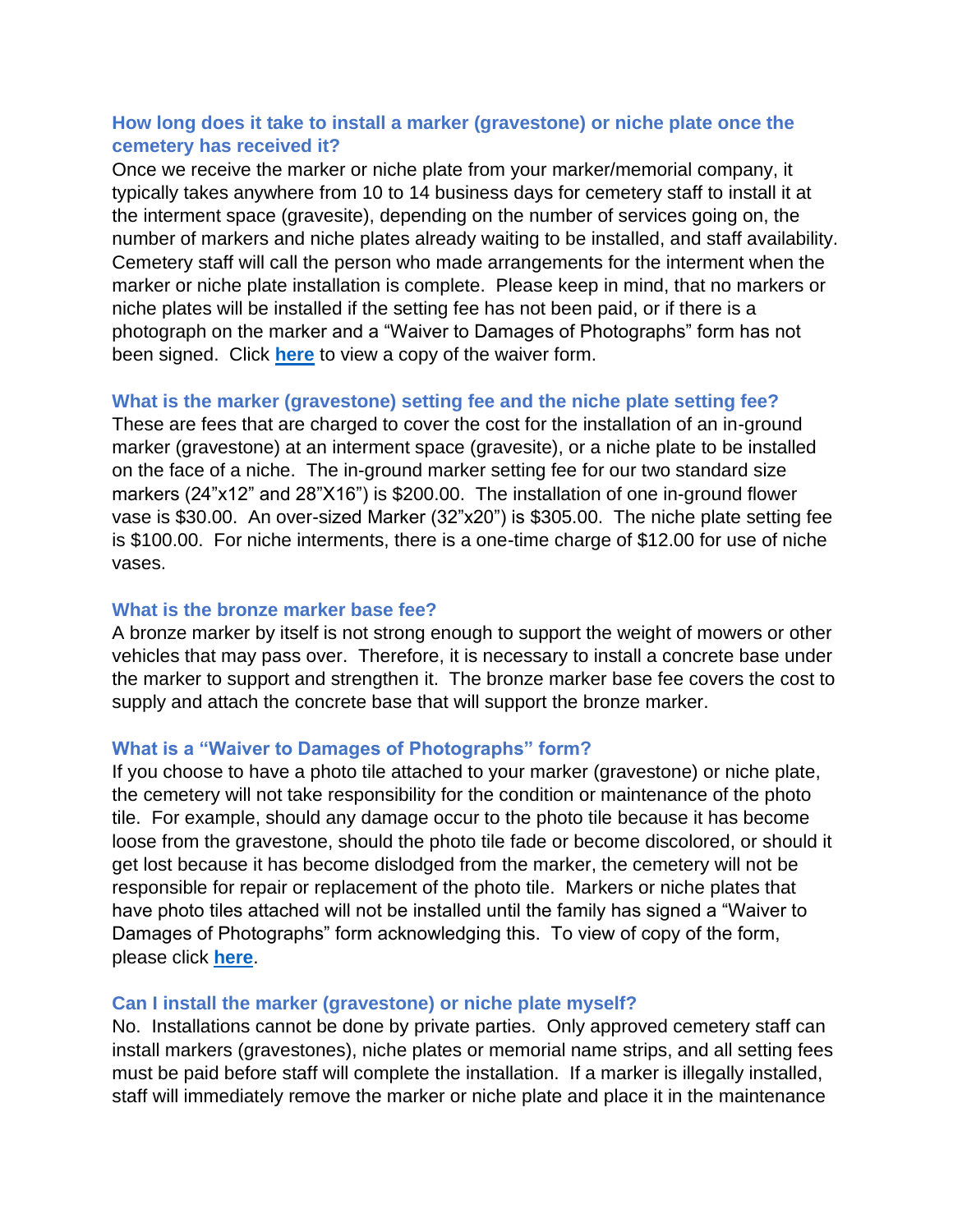### How long does it take to install a marker (gravestone) or niche plate once the cemetery has received it?

Once we receive the marker or niche plate from your marker/memorial company, it typically takes anywhere from 10 to 14 business days for cemetery staff to install it at the interment space (gravesite), depending on the number of services going on, the number of markers and niche plates already waiting to be installed, and staff availability. Cemetery staff will call the person who made arrangements for the interment when the marker or niche plate installation is complete. Please keep in mind, that no markers or niche plates will be installed if the setting fee has not been paid, or if there is a photograph on the marker and a "Waiver to Damages of Photographs" form has not been signed. Click **here** to view a copy of the waiver form.

### What is the marker (gravestone) setting fee and the niche plate setting fee?

These are fees that are charged to cover the cost for the installation of an in-ground marker (gravestone) at an interment space (gravesite), or a niche plate to be installed on the face of a niche. The in-ground marker setting fee for our two standard size markers (24"x12" and 28"X16") is $200.00. The installation of one in-ground flower vase is $30.00. An over-sized Marker (32"x20") is $305.00. The niche plate setting fee is $100.00. For niche interments, there is a one-time charge of $12.00 for use of niche vases.

### What is the bronze marker base fee?

A bronze marker by itself is not strong enough to support the weight of mowers or other vehicles that may pass over. Therefore, it is necessary to install a concrete base under the marker to support and strengthen it. The bronze marker base fee covers the cost to supply and attach the concrete base that will support the bronze marker.

### What is a "Waiver to Damages of Photographs" form?

If you choose to have a photo tile attached to your marker (gravestone) or niche plate, the cemetery will not take responsibility for the condition or maintenance of the photo tile. For example, should any damage occur to the photo tile because it has become loose from the gravestone, should the photo tile fade or become discolored, or should it get lost because it has become dislodged from the marker, the cemetery will not be responsible for repair or replacement of the photo tile. Markers or niche plates that have photo tiles attached will not be installed until the family has signed a "Waiver to Damages of Photographs" form acknowledging this. To view of copy of the form, please click **here**.

### Can I install the marker (gravestone) or niche plate myself?

No. Installations cannot be done by private parties. Only approved cemetery staff can install markers (gravestones), niche plates or memorial name strips, and all setting fees must be paid before staff will complete the installation. If a marker is illegally installed, staff will immediately remove the marker or niche plate and place it in the maintenance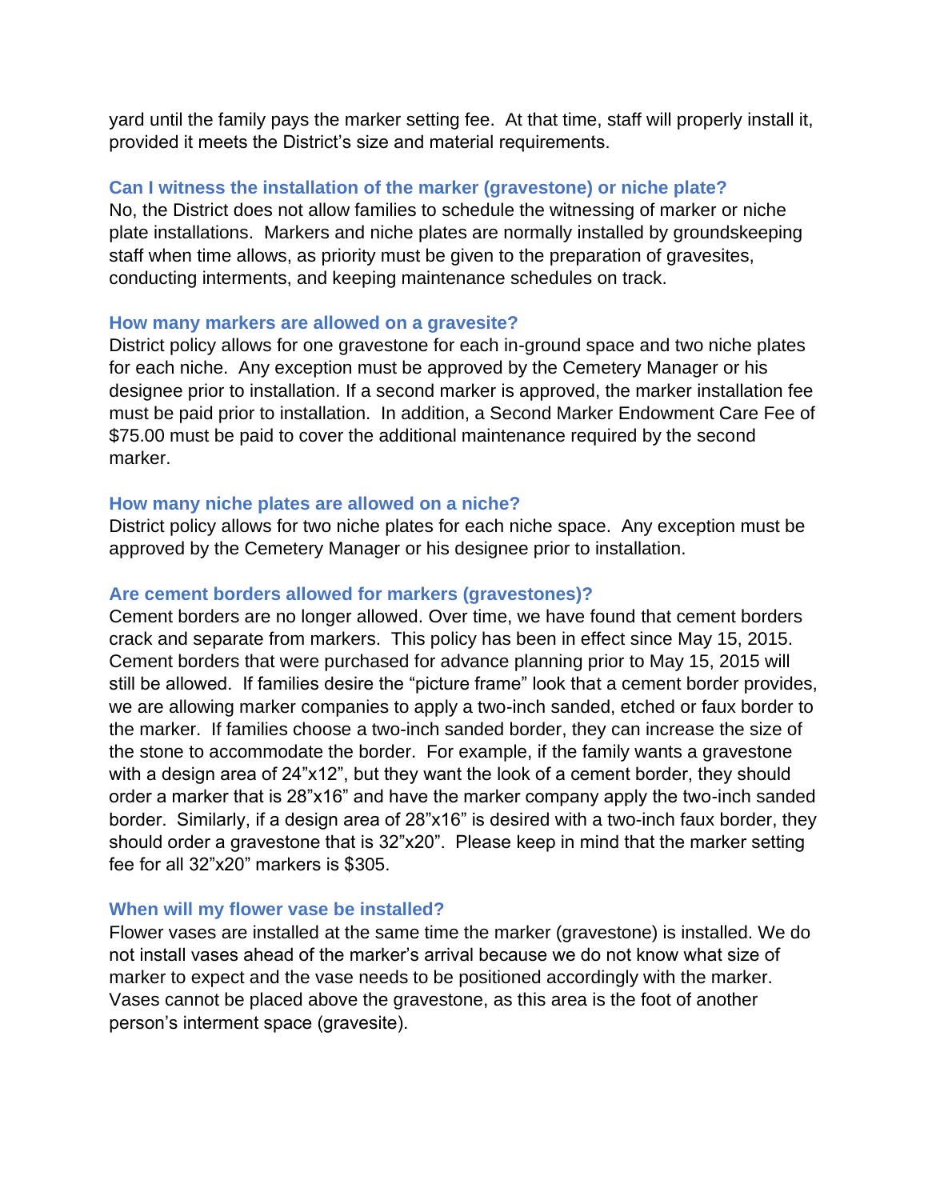yard until the family pays the marker setting fee. At that time, staff will properly install it, provided it meets the District's size and material requirements.

### Can I witness the installation of the marker (gravestone) or niche plate?

No, the District does not allow families to schedule the witnessing of marker or niche plate installations. Markers and niche plates are normally installed by groundskeeping staff when time allows, as priority must be given to the preparation of gravesites, conducting interments, and keeping maintenance schedules on track.

### How many markers are allowed on a gravesite?

District policy allows for one gravestone for each in-ground space and two niche plates for each niche. Any exception must be approved by the Cemetery Manager or his designee prior to installation. If a second marker is approved, the marker installation fee must be paid prior to installation. In addition, a Second Marker Endowment Care Fee of $75.00 must be paid to cover the additional maintenance required by the second marker.

### How many niche plates are allowed on a niche?

District policy allows for two niche plates for each niche space. Any exception must be approved by the Cemetery Manager or his designee prior to installation.

### Are cement borders allowed for markers (gravestones)?

Cement borders are no longer allowed. Over time, we have found that cement borders crack and separate from markers. This policy has been in effect since May 15, 2015. Cement borders that were purchased for advance planning prior to May 15, 2015 will still be allowed. If families desire the "picture frame" look that a cement border provides, we are allowing marker companies to apply a two-inch sanded, etched or faux border to the marker. If families choose a two-inch sanded border, they can increase the size of the stone to accommodate the border. For example, if the family wants a gravestone with a design area of 24"x12", but they want the look of a cement border, they should order a marker that is 28"x16" and have the marker company apply the two-inch sanded border. Similarly, if a design area of 28"x16" is desired with a two-inch faux border, they should order a gravestone that is 32"x20". Please keep in mind that the marker setting fee for all 32"x20" markers is $305.

### When will my flower vase be installed?

Flower vases are installed at the same time the marker (gravestone) is installed. We do not install vases ahead of the marker's arrival because we do not know what size of marker to expect and the vase needs to be positioned accordingly with the marker. Vases cannot be placed above the gravestone, as this area is the foot of another person's interment space (gravesite).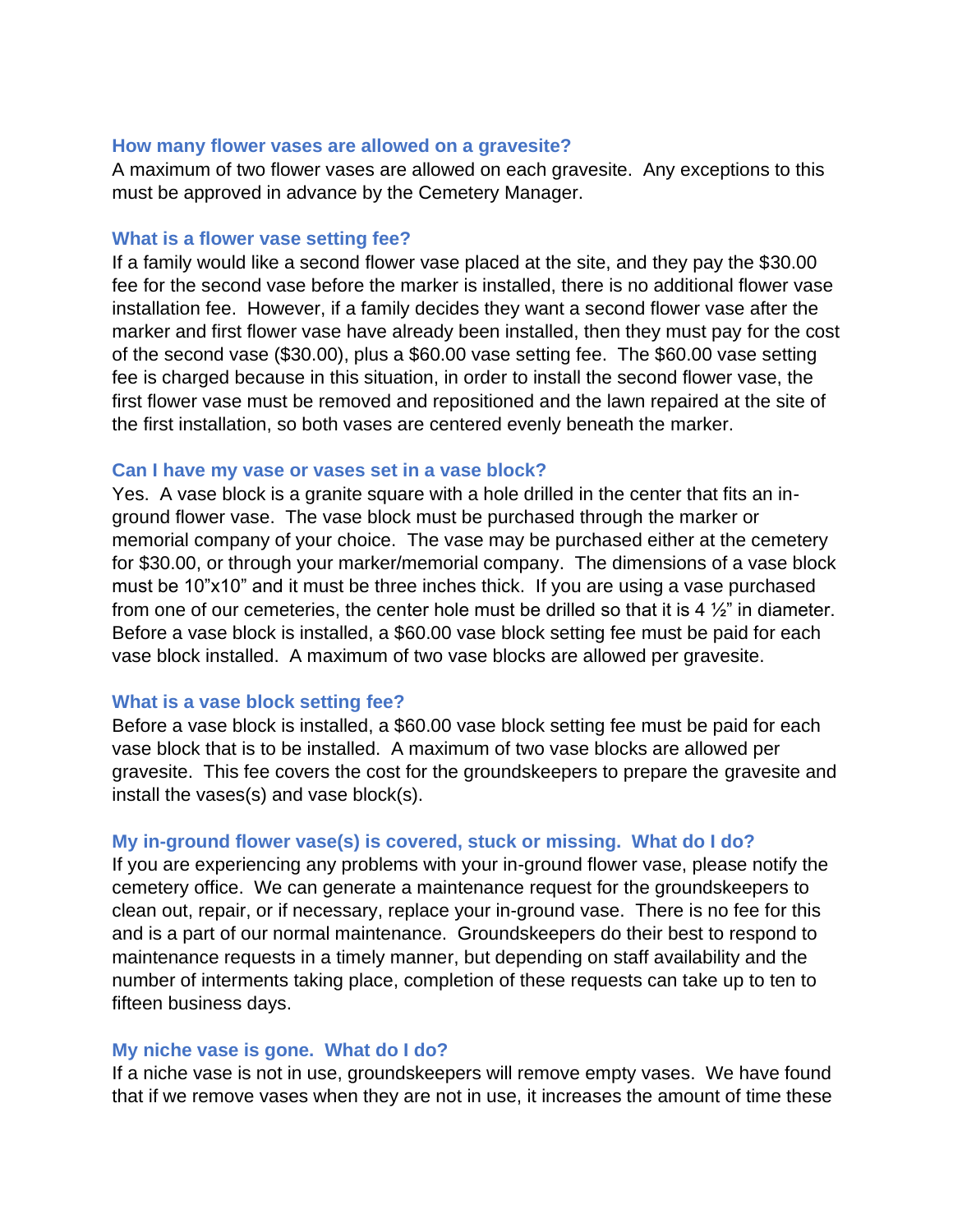### How many flower vases are allowed on a gravesite?

A maximum of two flower vases are allowed on each gravesite. Any exceptions to this must be approved in advance by the Cemetery Manager.

### What is a flower vase setting fee?

If a family would like a second flower vase placed at the site, and they pay the $30.00 fee for the second vase before the marker is installed, there is no additional flower vase installation fee. However, if a family decides they want a second flower vase after the marker and first flower vase have already been installed, then they must pay for the cost of the second vase ($30.00), plus a $60.00 vase setting fee. The $60.00 vase setting fee is charged because in this situation, in order to install the second flower vase, the first flower vase must be removed and repositioned and the lawn repaired at the site of the first installation, so both vases are centered evenly beneath the marker.

### Can I have my vase or vases set in a vase block?

Yes. A vase block is a granite square with a hole drilled in the center that fits an in-ground flower vase. The vase block must be purchased through the marker or memorial company of your choice. The vase may be purchased either at the cemetery for $30.00, or through your marker/memorial company. The dimensions of a vase block must be 10"x10" and it must be three inches thick. If you are using a vase purchased from one of our cemeteries, the center hole must be drilled so that it is 4 ½" in diameter. Before a vase block is installed, a $60.00 vase block setting fee must be paid for each vase block installed. A maximum of two vase blocks are allowed per gravesite.

### What is a vase block setting fee?

Before a vase block is installed, a $60.00 vase block setting fee must be paid for each vase block that is to be installed. A maximum of two vase blocks are allowed per gravesite. This fee covers the cost for the groundskeepers to prepare the gravesite and install the vases(s) and vase block(s).

### My in-ground flower vase(s) is covered, stuck or missing. What do I do?

If you are experiencing any problems with your in-ground flower vase, please notify the cemetery office. We can generate a maintenance request for the groundskeepers to clean out, repair, or if necessary, replace your in-ground vase. There is no fee for this and is a part of our normal maintenance. Groundskeepers do their best to respond to maintenance requests in a timely manner, but depending on staff availability and the number of interments taking place, completion of these requests can take up to ten to fifteen business days.

### My niche vase is gone. What do I do?

If a niche vase is not in use, groundskeepers will remove empty vases. We have found that if we remove vases when they are not in use, it increases the amount of time these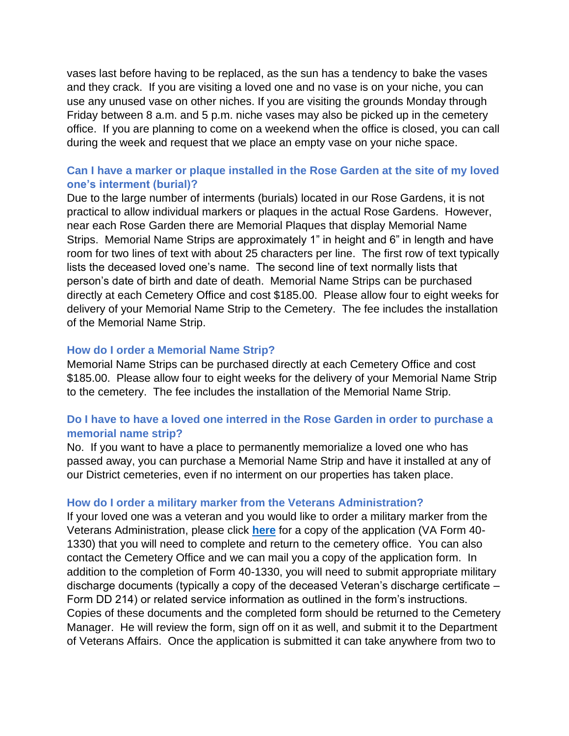vases last before having to be replaced, as the sun has a tendency to bake the vases and they crack. If you are visiting a loved one and no vase is on your niche, you can use any unused vase on other niches. If you are visiting the grounds Monday through Friday between 8 a.m. and 5 p.m. niche vases may also be picked up in the cemetery office. If you are planning to come on a weekend when the office is closed, you can call during the week and request that we place an empty vase on your niche space.

### Can I have a marker or plaque installed in the Rose Garden at the site of my loved one's interment (burial)?

Due to the large number of interments (burials) located in our Rose Gardens, it is not practical to allow individual markers or plaques in the actual Rose Gardens. However, near each Rose Garden there are Memorial Plaques that display Memorial Name Strips. Memorial Name Strips are approximately 1" in height and 6" in length and have room for two lines of text with about 25 characters per line. The first row of text typically lists the deceased loved one's name. The second line of text normally lists that person's date of birth and date of death. Memorial Name Strips can be purchased directly at each Cemetery Office and cost $185.00. Please allow four to eight weeks for delivery of your Memorial Name Strip to the Cemetery. The fee includes the installation of the Memorial Name Strip.

### How do I order a Memorial Name Strip?

Memorial Name Strips can be purchased directly at each Cemetery Office and cost $185.00. Please allow four to eight weeks for the delivery of your Memorial Name Strip to the cemetery. The fee includes the installation of the Memorial Name Strip.

### Do I have to have a loved one interred in the Rose Garden in order to purchase a memorial name strip?

No. If you want to have a place to permanently memorialize a loved one who has passed away, you can purchase a Memorial Name Strip and have it installed at any of our District cemeteries, even if no interment on our properties has taken place.

### How do I order a military marker from the Veterans Administration?

If your loved one was a veteran and you would like to order a military marker from the Veterans Administration, please click **here** for a copy of the application (VA Form 40-1330) that you will need to complete and return to the cemetery office. You can also contact the Cemetery Office and we can mail you a copy of the application form. In addition to the completion of Form 40-1330, you will need to submit appropriate military discharge documents (typically a copy of the deceased Veteran's discharge certificate – Form DD 214) or related service information as outlined in the form's instructions. Copies of these documents and the completed form should be returned to the Cemetery Manager. He will review the form, sign off on it as well, and submit it to the Department of Veterans Affairs. Once the application is submitted it can take anywhere from two to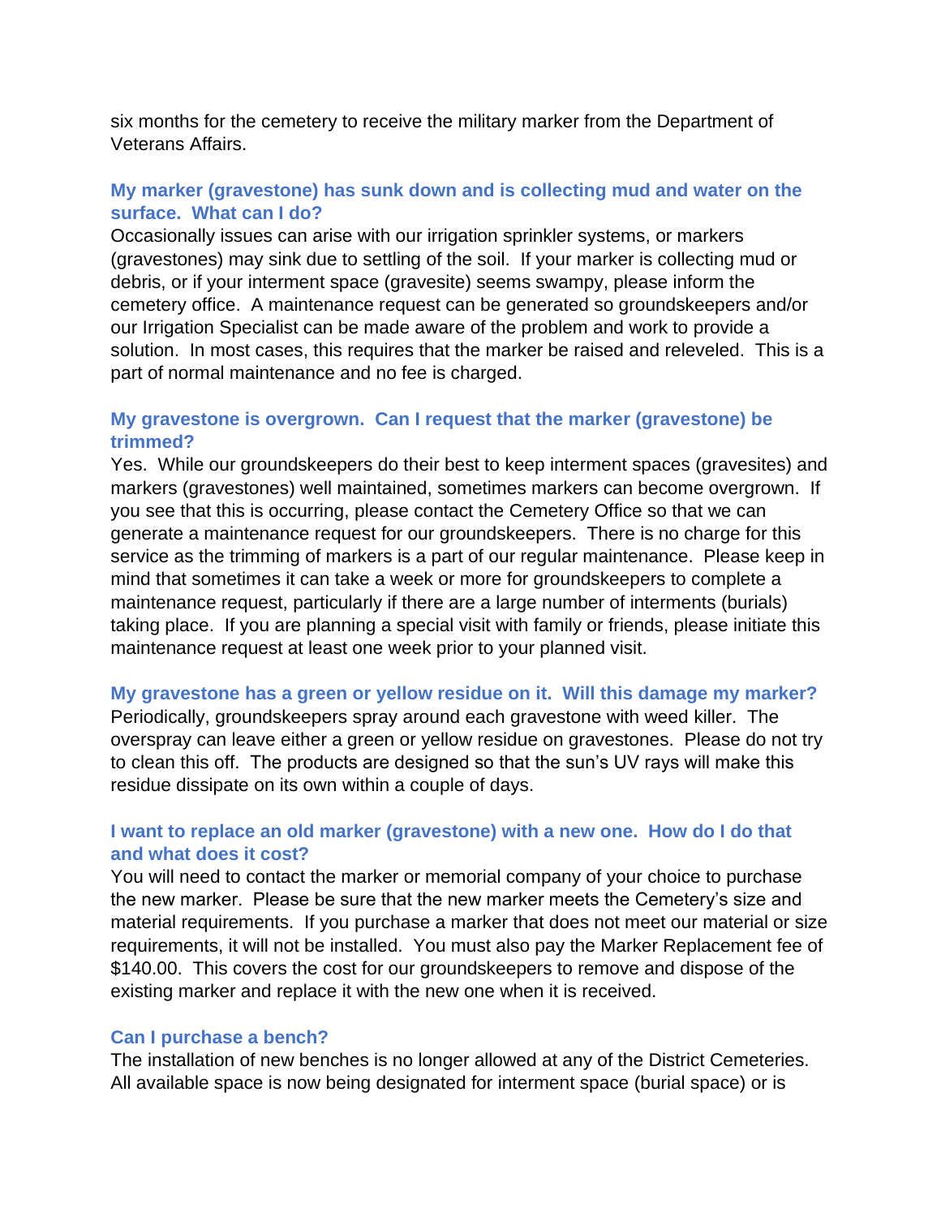six months for the cemetery to receive the military marker from the Department of Veterans Affairs.

### My marker (gravestone) has sunk down and is collecting mud and water on the surface. What can I do?

Occasionally issues can arise with our irrigation sprinkler systems, or markers (gravestones) may sink due to settling of the soil. If your marker is collecting mud or debris, or if your interment space (gravesite) seems swampy, please inform the cemetery office. A maintenance request can be generated so groundskeepers and/or our Irrigation Specialist can be made aware of the problem and work to provide a solution. In most cases, this requires that the marker be raised and releveled. This is a part of normal maintenance and no fee is charged.

### My gravestone is overgrown. Can I request that the marker (gravestone) be trimmed?

Yes. While our groundskeepers do their best to keep interment spaces (gravesites) and markers (gravestones) well maintained, sometimes markers can become overgrown. If you see that this is occurring, please contact the Cemetery Office so that we can generate a maintenance request for our groundskeepers. There is no charge for this service as the trimming of markers is a part of our regular maintenance. Please keep in mind that sometimes it can take a week or more for groundskeepers to complete a maintenance request, particularly if there are a large number of interments (burials) taking place. If you are planning a special visit with family or friends, please initiate this maintenance request at least one week prior to your planned visit.

### My gravestone has a green or yellow residue on it. Will this damage my marker?

Periodically, groundskeepers spray around each gravestone with weed killer. The overspray can leave either a green or yellow residue on gravestones. Please do not try to clean this off. The products are designed so that the sun's UV rays will make this residue dissipate on its own within a couple of days.

### I want to replace an old marker (gravestone) with a new one. How do I do that and what does it cost?

You will need to contact the marker or memorial company of your choice to purchase the new marker. Please be sure that the new marker meets the Cemetery's size and material requirements. If you purchase a marker that does not meet our material or size requirements, it will not be installed. You must also pay the Marker Replacement fee of $140.00. This covers the cost for our groundskeepers to remove and dispose of the existing marker and replace it with the new one when it is received.

### Can I purchase a bench?

The installation of new benches is no longer allowed at any of the District Cemeteries. All available space is now being designated for interment space (burial space) or is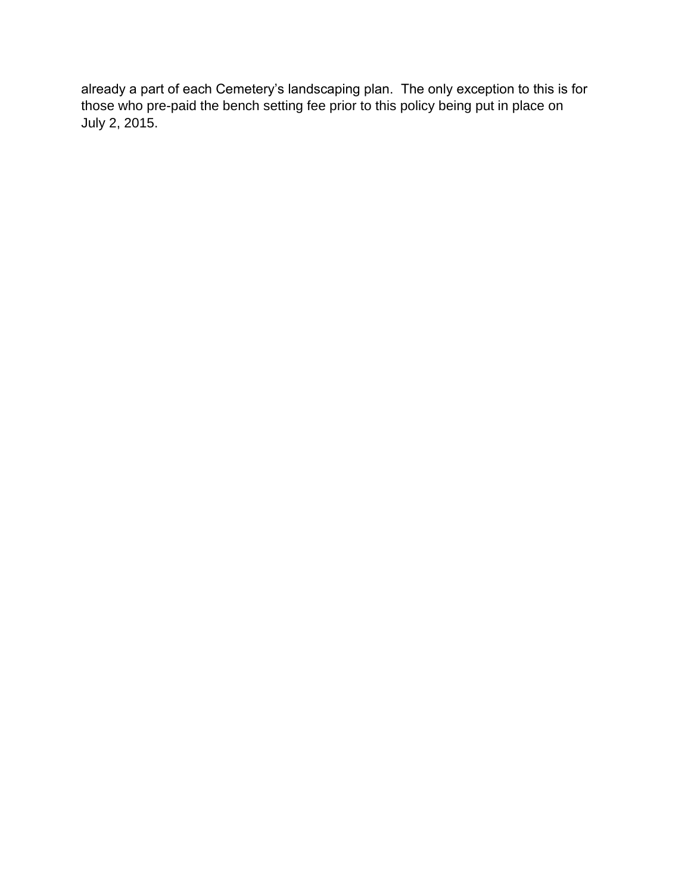already a part of each Cemetery's landscaping plan. The only exception to this is for those who pre-paid the bench setting fee prior to this policy being put in place on July 2, 2015.